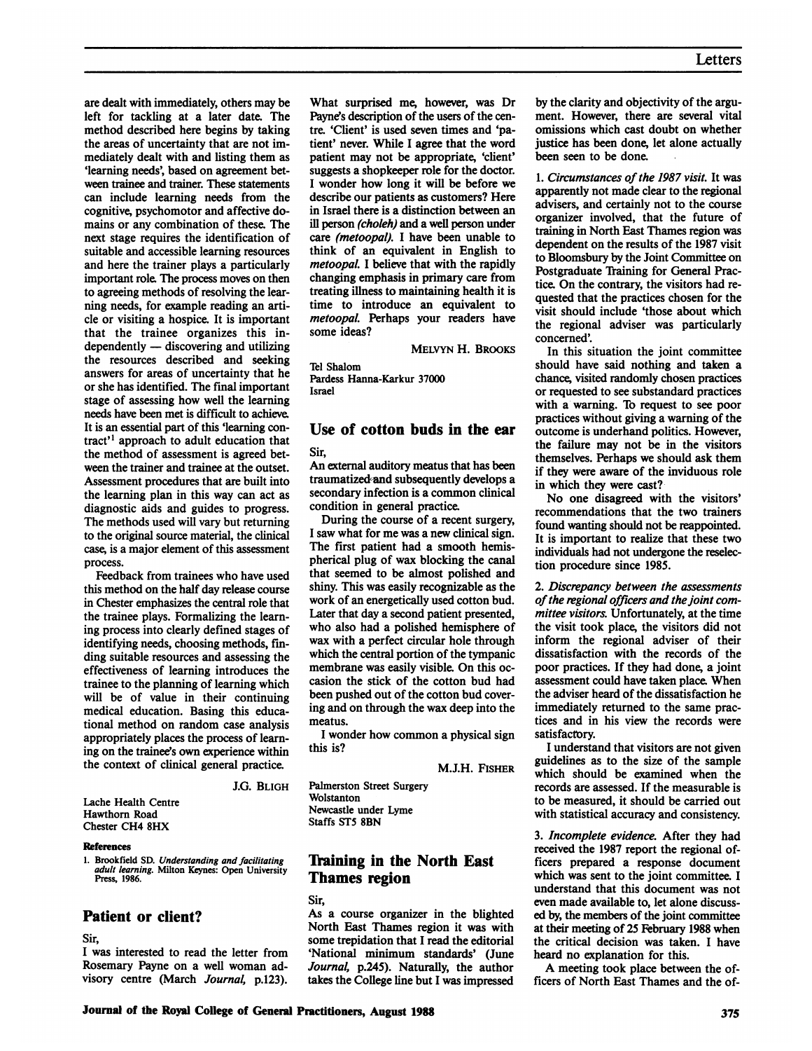are dealt with immediately, others may be left for tackling at a later date. The method described here begins by taking the areas of uncertainty that are not immediately dealt with and listing them as 'learning needs', based on agreement between trainee and trainer. These statements can include learning needs from the cognitive, psychomotor and affective domains or any combination of these. The next stage requires the identification of suitable and accessible learning resources and here the trainer plays a particularly important role. The process moves on then to agreeing methods of resolving the learning needs, for example reading an article or visiting a hospice. It is important that the trainee organizes this independently — discovering and utilizing the resources described and seeking answers for areas of uncertainty that he or she has identified. The final important stage of assessing how well the learning needs have been met is difficult to achieve. It is an essential part of this 'learning contract'[1] approach to adult education that the method of assessment is agreed between the trainer and trainee at the outset. Assessment procedures that are built into the learning plan in this way can act as diagnostic aids and guides to progress. The methods used will vary but returning to the original source material, the clinical case, is a major element of this assessment process.

Feedback from trainees who have used this method on the half day release course in Chester emphasizes the central role that the trainee plays. Formalizing the learning process into clearly defined stages of identifying needs, choosing methods, finding suitable resources and assessing the effectiveness of learning introduces the trainee to the planning of learning which will be of value in their continuing medical education. Basing this educational method on random case analysis appropriately places the process of learning on the trainee's own experience within the context of clinical general practice.

J.G. BLIGH

Lache Health Centre
Hawthorn Road
Chester CH4 8HX

**References**

1. Brookfield SD. *Understanding and facilitating adult learning.* Milton Keynes: Open University Press, 1986.

## Patient or client?

Sir,

I was interested to read the letter from Rosemary Payne on a well woman advisory centre (March *Journal,* p.123). What surprised me, however, was Dr Payne's description of the users of the centre. 'Client' is used seven times and 'patient' never. While I agree that the word patient may not be appropriate, 'client' suggests a shopkeeper role for the doctor. I wonder how long it will be before we describe our patients as customers? Here in Israel there is a distinction between an ill person *(choleh)* and a well person under care *(metoopal).* I have been unable to think of an equivalent in English to *metoopal.* I believe that with the rapidly changing emphasis in primary care from treating illness to maintaining health it is time to introduce an equivalent to *metoopal.* Perhaps your readers have some ideas?

MELVYN H. BROOKS

Tel Shalom
Pardess Hanna-Karkur 37000
Israel

## Use of cotton buds in the ear

Sir,

An external auditory meatus that has been traumatized and subsequently develops a secondary infection is a common clinical condition in general practice.

During the course of a recent surgery, I saw what for me was a new clinical sign. The first patient had a smooth hemispherical plug of wax blocking the canal that seemed to be almost polished and shiny. This was easily recognizable as the work of an energetically used cotton bud. Later that day a second patient presented, who also had a polished hemisphere of wax with a perfect circular hole through which the central portion of the tympanic membrane was easily visible. On this occasion the stick of the cotton bud had been pushed out of the cotton bud covering and on through the wax deep into the meatus.

I wonder how common a physical sign this is?

M.J.H. FISHER

Palmerston Street Surgery
Wolstanton
Newcastle under Lyme
Staffs ST5 8BN

## Training in the North East Thames region

Sir,

As a course organizer in the blighted North East Thames region it was with some trepidation that I read the editorial 'National minimum standards' (June *Journal,* p.245). Naturally, the author takes the College line but I was impressed by the clarity and objectivity of the argument. However, there are several vital omissions which cast doubt on whether justice has been done, let alone actually been seen to be done.

1. *Circumstances of the 1987 visit.* It was apparently not made clear to the regional advisers, and certainly not to the course organizer involved, that the future of training in North East Thames region was dependent on the results of the 1987 visit to Bloomsbury by the Joint Committee on Postgraduate Training for General Practice. On the contrary, the visitors had requested that the practices chosen for the visit should include 'those about which the regional adviser was particularly concerned'.

In this situation the joint committee should have said nothing and taken a chance, visited randomly chosen practices or requested to see substandard practices with a warning. To request to see poor practices without giving a warning of the outcome is underhand politics. However, the failure may not be in the visitors themselves. Perhaps we should ask them if they were aware of the invidious role in which they were cast?

No one disagreed with the visitors' recommendations that the two trainers found wanting should not be reappointed. It is important to realize that these two individuals had not undergone the reselection procedure since 1985.

2. *Discrepancy between the assessments of the regional officers and the joint committee visitors.* Unfortunately, at the time the visit took place, the visitors did not inform the regional adviser of their dissatisfaction with the records of the poor practices. If they had done, a joint assessment could have taken place. When the adviser heard of the dissatisfaction he immediately returned to the same practices and in his view the records were satisfactory.

I understand that visitors are not given guidelines as to the size of the sample which should be examined when the records are assessed. If the measurable is to be measured, it should be carried out with statistical accuracy and consistency.

3. *Incomplete evidence.* After they had received the 1987 report the regional officers prepared a response document which was sent to the joint committee. I understand that this document was not even made available to, let alone discussed by, the members of the joint committee at their meeting of 25 February 1988 when the critical decision was taken. I have heard no explanation for this.

A meeting took place between the officers of North East Thames and the of-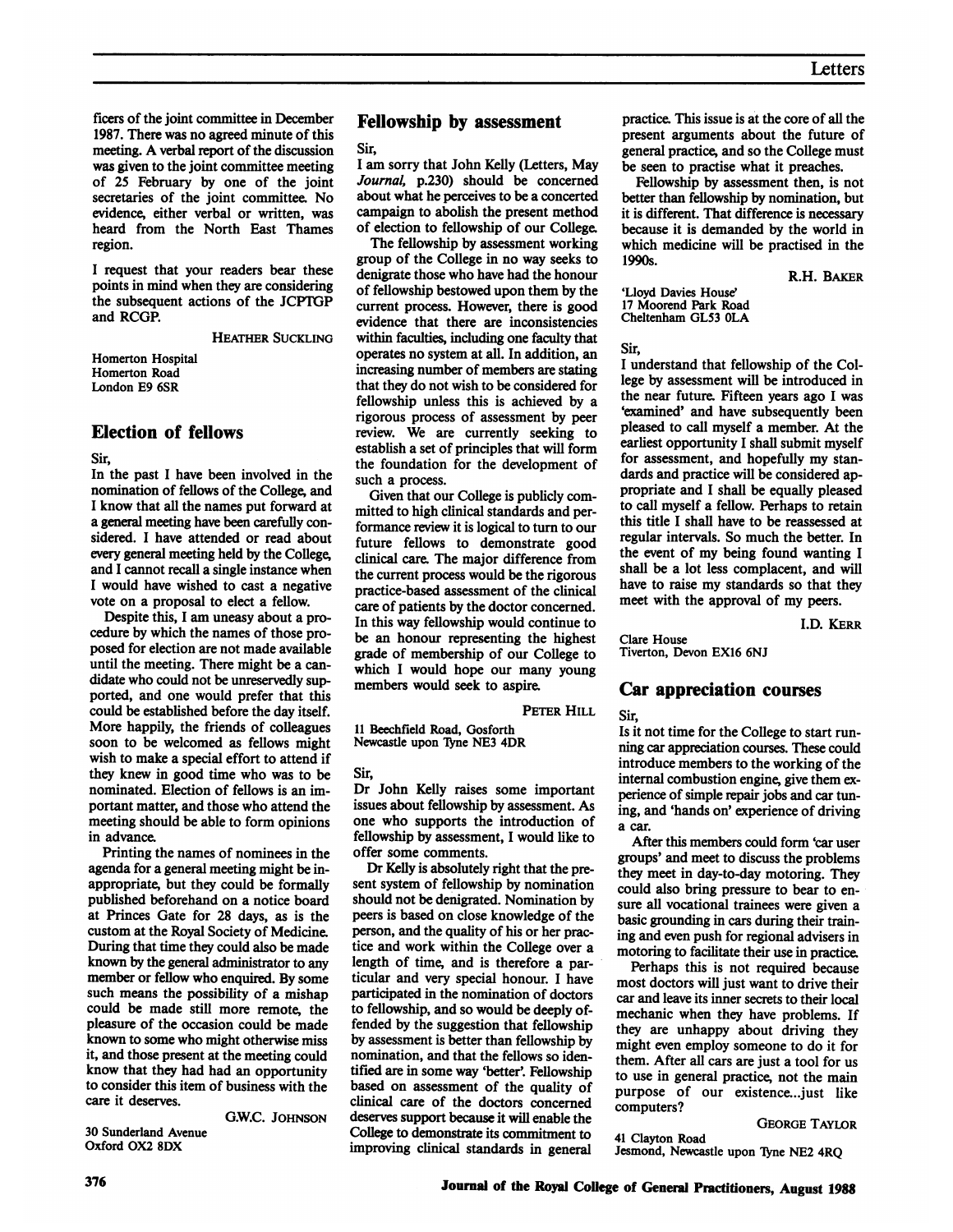ficers of the joint committee in December 1987. There was no agreed minute of this meeting. A verbal report of the discussion was given to the joint committee meeting of 25 February by one of the joint secretaries of the joint committee. No evidence, either verbal or written, was heard from the North East Thames region.

I request that your readers bear these points in mind when they are considering the subsequent actions of the JCPTGP and RCGP.

HEATHER SUCKLING

Homerton Hospital
Homerton Road
London E9 6SR

## Election of fellows

Sir,

In the past I have been involved in the nomination of fellows of the College, and I know that all the names put forward at a general meeting have been carefully considered. I have attended or read about every general meeting held by the College, and I cannot recall a single instance when I would have wished to cast a negative vote on a proposal to elect a fellow.

Despite this, I am uneasy about a procedure by which the names of those proposed for election are not made available until the meeting. There might be a candidate who could not be unreservedly supported, and one would prefer that this could be established before the day itself. More happily, the friends of colleagues soon to be welcomed as fellows might wish to make a special effort to attend if they knew in good time who was to be nominated. Election of fellows is an important matter, and those who attend the meeting should be able to form opinions in advance.

Printing the names of nominees in the agenda for a general meeting might be inappropriate, but they could be formally published beforehand on a notice board at Princes Gate for 28 days, as is the custom at the Royal Society of Medicine. During that time they could also be made known by the general administrator to any member or fellow who enquired. By some such means the possibility of a mishap could be made still more remote, the pleasure of the occasion could be made known to some who might otherwise miss it, and those present at the meeting could know that they had had an opportunity to consider this item of business with the care it deserves.

G.W.C. JOHNSON

30 Sunderland Avenue
Oxford OX2 8DX

## Fellowship by assessment

Sir,

I am sorry that John Kelly (Letters, May *Journal*, p.230) should be concerned about what he perceives to be a concerted campaign to abolish the present method of election to fellowship of our College.

The fellowship by assessment working group of the College in no way seeks to denigrate those who have had the honour of fellowship bestowed upon them by the current process. However, there is good evidence that there are inconsistencies within faculties, including one faculty that operates no system at all. In addition, an increasing number of members are stating that they do not wish to be considered for fellowship unless this is achieved by a rigorous process of assessment by peer review. We are currently seeking to establish a set of principles that will form the foundation for the development of such a process.

Given that our College is publicly committed to high clinical standards and performance review it is logical to turn to our future fellows to demonstrate good clinical care. The major difference from the current process would be the rigorous practice-based assessment of the clinical care of patients by the doctor concerned. In this way fellowship would continue to be an honour representing the highest grade of membership of our College to which I would hope our many young members would seek to aspire.

PETER HILL

11 Beechfield Road, Gosforth
Newcastle upon Tyne NE3 4DR

Sir,

Dr John Kelly raises some important issues about fellowship by assessment. As one who supports the introduction of fellowship by assessment, I would like to offer some comments.

Dr Kelly is absolutely right that the present system of fellowship by nomination should not be denigrated. Nomination by peers is based on close knowledge of the person, and the quality of his or her practice and work within the College over a length of time, and is therefore a particular and very special honour. I have participated in the nomination of doctors to fellowship, and so would be deeply offended by the suggestion that fellowship by assessment is better than fellowship by nomination, and that the fellows so identified are in some way 'better'. Fellowship based on assessment of the quality of clinical care of the doctors concerned deserves support because it will enable the College to demonstrate its commitment to improving clinical standards in general practice. This issue is at the core of all the present arguments about the future of general practice, and so the College must be seen to practise what it preaches.

Fellowship by assessment then, is not better than fellowship by nomination, but it is different. That difference is necessary because it is demanded by the world in which medicine will be practised in the 1990s.

R.H. BAKER

'Lloyd Davies House'
17 Moorend Park Road
Cheltenham GL53 0LA

Sir,

I understand that fellowship of the College by assessment will be introduced in the near future. Fifteen years ago I was 'examined' and have subsequently been pleased to call myself a member. At the earliest opportunity I shall submit myself for assessment, and hopefully my standards and practice will be considered appropriate and I shall be equally pleased to call myself a fellow. Perhaps to retain this title I shall have to be reassessed at regular intervals. So much the better. In the event of my being found wanting I shall be a lot less complacent, and will have to raise my standards so that they meet with the approval of my peers.

I.D. KERR

Clare House
Tiverton, Devon EX16 6NJ

## Car appreciation courses

Sir,

Is it not time for the College to start running car appreciation courses. These could introduce members to the working of the internal combustion engine, give them experience of simple repair jobs and car tuning, and 'hands on' experience of driving a car.

After this members could form 'car user groups' and meet to discuss the problems they meet in day-to-day motoring. They could also bring pressure to bear to ensure all vocational trainees were given a basic grounding in cars during their training and even push for regional advisers in motoring to facilitate their use in practice.

Perhaps this is not required because most doctors will just want to drive their car and leave its inner secrets to their local mechanic when they have problems. If they are unhappy about driving they might even employ someone to do it for them. After all cars are just a tool for us to use in general practice, not the main purpose of our existence...just like computers?

GEORGE TAYLOR

41 Clayton Road
Jesmond, Newcastle upon Tyne NE2 4RQ